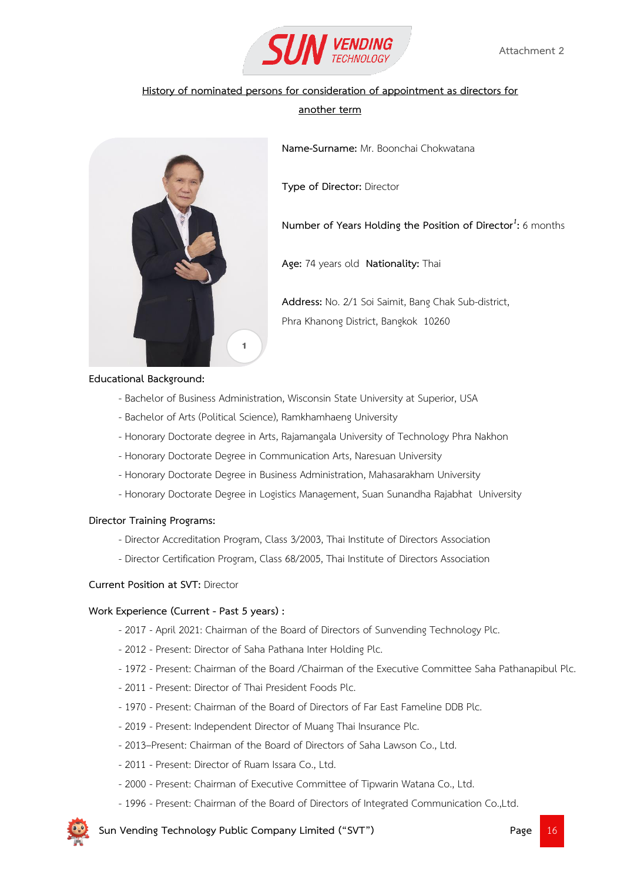Attachment 2

## History of nominated persons for consideration of appointment as directors for another term

**Name-Surname:** Mr. Boonchai Chokwatana

**Type of Director:** Director

**Number of Years Holding the Position of Director**[1]**:** 6 months

**Age:** 74 years old **Nationality:** Thai

**Address:** No. 2/1 Soi Saimit, Bang Chak Sub-district, Phra Khanong District, Bangkok 10260

**Educational Background:**

- Bachelor of Business Administration, Wisconsin State University at Superior, USA
- Bachelor of Arts (Political Science), Ramkhamhaeng University
- Honorary Doctorate degree in Arts, Rajamangala University of Technology Phra Nakhon
- Honorary Doctorate Degree in Communication Arts, Naresuan University
- Honorary Doctorate Degree in Business Administration, Mahasarakham University
- Honorary Doctorate Degree in Logistics Management, Suan Sunandha Rajabhat University

**Director Training Programs:**

- Director Accreditation Program, Class 3/2003, Thai Institute of Directors Association
- Director Certification Program, Class 68/2005, Thai Institute of Directors Association

**Current Position at SVT:** Director

**Work Experience (Current - Past 5 years) :**

- 2017 - April 2021: Chairman of the Board of Directors of Sunvending Technology Plc.
- 2012 - Present: Director of Saha Pathana Inter Holding Plc.
- 1972 - Present: Chairman of the Board /Chairman of the Executive Committee Saha Pathanapibul Plc.
- 2011 - Present: Director of Thai President Foods Plc.
- 1970 - Present: Chairman of the Board of Directors of Far East Fameline DDB Plc.
- 2019 - Present: Independent Director of Muang Thai Insurance Plc.
- 2013–Present: Chairman of the Board of Directors of Saha Lawson Co., Ltd.
- 2011 - Present: Director of Ruam Issara Co., Ltd.
- 2000 - Present: Chairman of Executive Committee of Tipwarin Watana Co., Ltd.
- 1996 - Present: Chairman of the Board of Directors of Integrated Communication Co.,Ltd.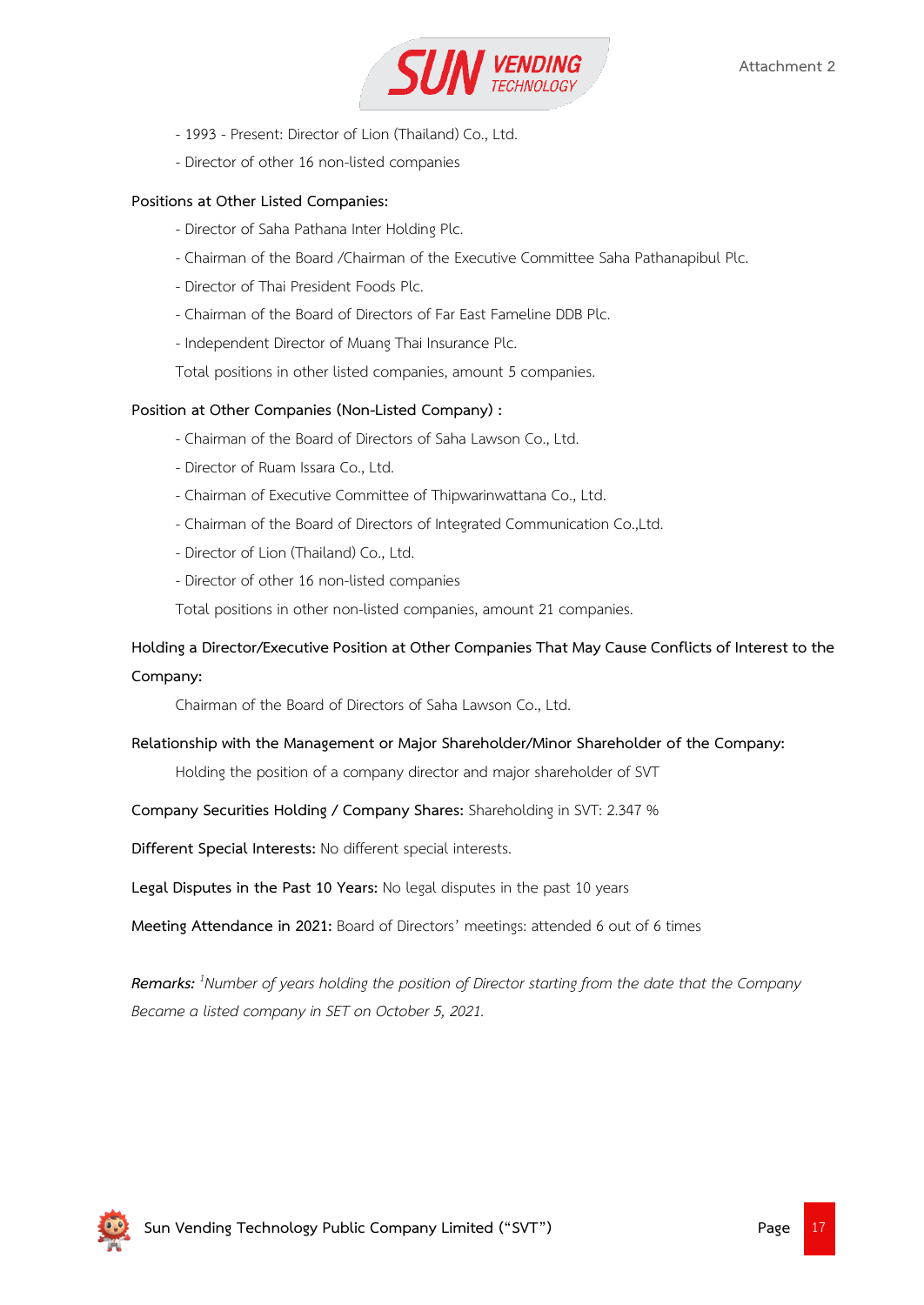- 1993 - Present: Director of Lion (Thailand) Co., Ltd.
- Director of other 16 non-listed companies

**Positions at Other Listed Companies:**

- Director of Saha Pathana Inter Holding Plc.
- Chairman of the Board /Chairman of the Executive Committee Saha Pathanapibul Plc.
- Director of Thai President Foods Plc.
- Chairman of the Board of Directors of Far East Fameline DDB Plc.
- Independent Director of Muang Thai Insurance Plc.

Total positions in other listed companies, amount 5 companies.

**Position at Other Companies (Non-Listed Company) :**

- Chairman of the Board of Directors of Saha Lawson Co., Ltd.
- Director of Ruam Issara Co., Ltd.
- Chairman of Executive Committee of Thipwarinwattana Co., Ltd.
- Chairman of the Board of Directors of Integrated Communication Co.,Ltd.
- Director of Lion (Thailand) Co., Ltd.
- Director of other 16 non-listed companies

Total positions in other non-listed companies, amount 21 companies.

**Holding a Director/Executive Position at Other Companies That May Cause Conflicts of Interest to the Company:**

Chairman of the Board of Directors of Saha Lawson Co., Ltd.

**Relationship with the Management or Major Shareholder/Minor Shareholder of the Company:**

Holding the position of a company director and major shareholder of SVT

**Company Securities Holding / Company Shares:** Shareholding in SVT: 2.347 %

**Different Special Interests:** No different special interests.

**Legal Disputes in the Past 10 Years:** No legal disputes in the past 10 years

**Meeting Attendance in 2021:** Board of Directors' meetings: attended 6 out of 6 times

***Remarks:*** *[1]Number of years holding the position of Director starting from the date that the Company Became a listed company in SET on October 5, 2021.*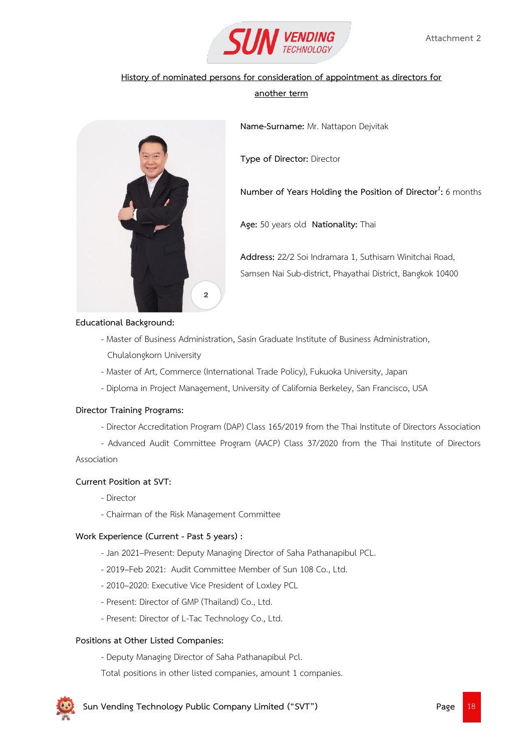Attachment 2

## History of nominated persons for consideration of appointment as directors for another term

**Name-Surname:** Mr. Nattapon Dejvitak

**Type of Director:** Director

**Number of Years Holding the Position of Director[1]:** 6 months

**Age:** 50 years old **Nationality:** Thai

**Address:** 22/2 Soi Indramara 1, Suthisarn Winitchai Road, Samsen Nai Sub-district, Phayathai District, Bangkok 10400

**Educational Background:**

- Master of Business Administration, Sasin Graduate Institute of Business Administration, Chulalongkorn University
- Master of Art, Commerce (International Trade Policy), Fukuoka University, Japan
- Diploma in Project Management, University of California Berkeley, San Francisco, USA

**Director Training Programs:**

- Director Accreditation Program (DAP) Class 165/2019 from the Thai Institute of Directors Association
- Advanced Audit Committee Program (AACP) Class 37/2020 from the Thai Institute of Directors Association

**Current Position at SVT:**

- Director
- Chairman of the Risk Management Committee

**Work Experience (Current - Past 5 years) :**

- Jan 2021–Present: Deputy Managing Director of Saha Pathanapibul PCL.
- 2019–Feb 2021: Audit Committee Member of Sun 108 Co., Ltd.
- 2010–2020: Executive Vice President of Loxley PCL
- Present: Director of GMP (Thailand) Co., Ltd.
- Present: Director of L-Tac Technology Co., Ltd.

**Positions at Other Listed Companies:**

- Deputy Managing Director of Saha Pathanapibul Pcl.

Total positions in other listed companies, amount 1 companies.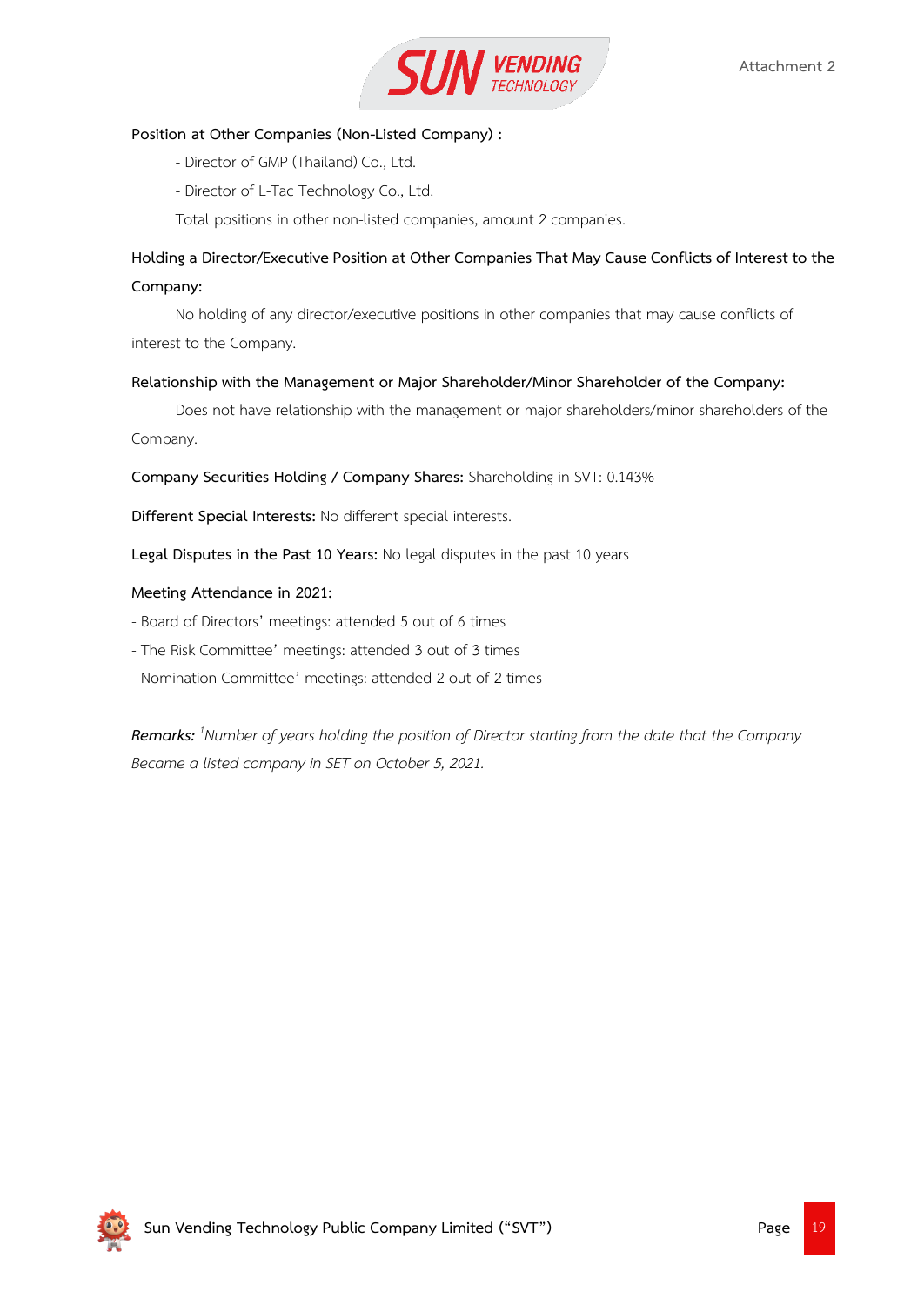**Position at Other Companies (Non-Listed Company) :**

- Director of GMP (Thailand) Co., Ltd.
- Director of L-Tac Technology Co., Ltd.

Total positions in other non-listed companies, amount 2 companies.

**Holding a Director/Executive Position at Other Companies That May Cause Conflicts of Interest to the Company:**

No holding of any director/executive positions in other companies that may cause conflicts of interest to the Company.

**Relationship with the Management or Major Shareholder/Minor Shareholder of the Company:**

Does not have relationship with the management or major shareholders/minor shareholders of the Company.

**Company Securities Holding / Company Shares:** Shareholding in SVT: 0.143%

**Different Special Interests:** No different special interests.

**Legal Disputes in the Past 10 Years:** No legal disputes in the past 10 years

**Meeting Attendance in 2021:**

- Board of Directors' meetings: attended 5 out of 6 times
- The Risk Committee' meetings: attended 3 out of 3 times
- Nomination Committee' meetings: attended 2 out of 2 times

***Remarks:*** *[1]Number of years holding the position of Director starting from the date that the Company Became a listed company in SET on October 5, 2021.*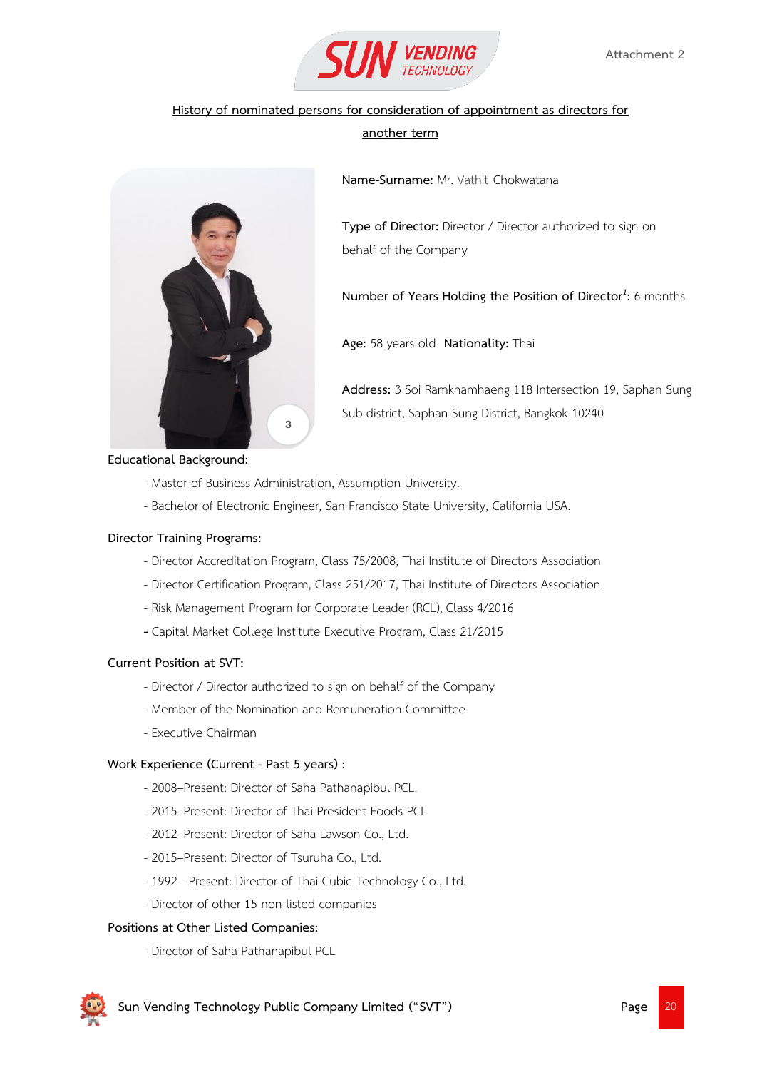Attachment 2

## History of nominated persons for consideration of appointment as directors for another term

**Name-Surname:** Mr. Vathit Chokwatana

**Type of Director:** Director / Director authorized to sign on behalf of the Company

**Number of Years Holding the Position of Director**[1]**:** 6 months

**Age:** 58 years old **Nationality:** Thai

**Address:** 3 Soi Ramkhamhaeng 118 Intersection 19, Saphan Sung Sub-district, Saphan Sung District, Bangkok 10240

**Educational Background:**

- Master of Business Administration, Assumption University.
- Bachelor of Electronic Engineer, San Francisco State University, California USA.

**Director Training Programs:**

- Director Accreditation Program, Class 75/2008, Thai Institute of Directors Association
- Director Certification Program, Class 251/2017, Thai Institute of Directors Association
- Risk Management Program for Corporate Leader (RCL), Class 4/2016
- Capital Market College Institute Executive Program, Class 21/2015

**Current Position at SVT:**

- Director / Director authorized to sign on behalf of the Company
- Member of the Nomination and Remuneration Committee
- Executive Chairman

**Work Experience (Current - Past 5 years) :**

- 2008–Present: Director of Saha Pathanapibul PCL.
- 2015–Present: Director of Thai President Foods PCL
- 2012–Present: Director of Saha Lawson Co., Ltd.
- 2015–Present: Director of Tsuruha Co., Ltd.
- 1992 - Present: Director of Thai Cubic Technology Co., Ltd.
- Director of other 15 non-listed companies

**Positions at Other Listed Companies:**

- Director of Saha Pathanapibul PCL

Sun Vending Technology Public Company Limited ("SVT")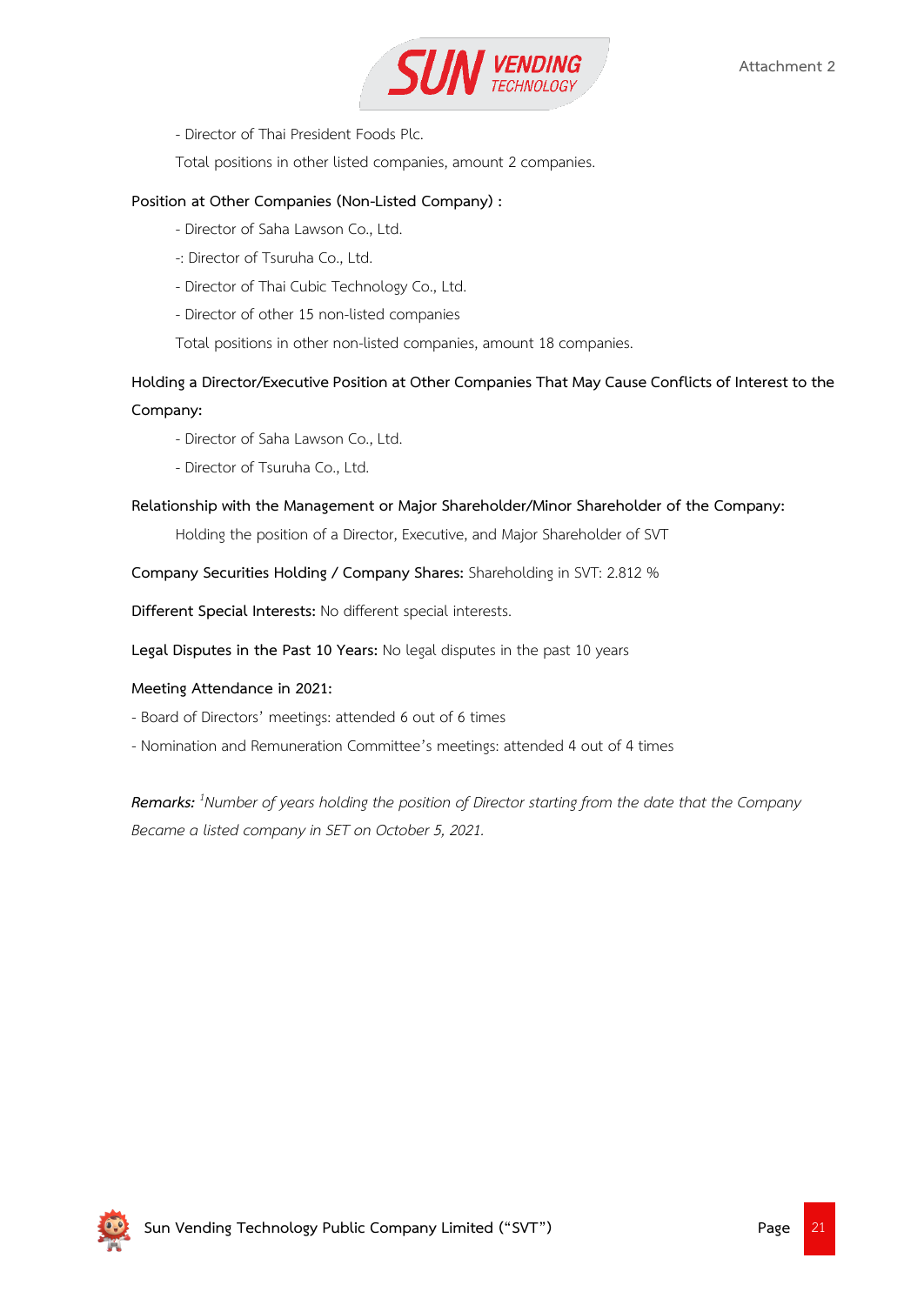- Director of Thai President Foods Plc.

Total positions in other listed companies, amount 2 companies.

**Position at Other Companies (Non-Listed Company) :**

- Director of Saha Lawson Co., Ltd.
-: Director of Tsuruha Co., Ltd.
- Director of Thai Cubic Technology Co., Ltd.
- Director of other 15 non-listed companies

Total positions in other non-listed companies, amount 18 companies.

**Holding a Director/Executive Position at Other Companies That May Cause Conflicts of Interest to the Company:**

- Director of Saha Lawson Co., Ltd.
- Director of Tsuruha Co., Ltd.

**Relationship with the Management or Major Shareholder/Minor Shareholder of the Company:**

Holding the position of a Director, Executive, and Major Shareholder of SVT

**Company Securities Holding / Company Shares:** Shareholding in SVT: 2.812 %

**Different Special Interests:** No different special interests.

**Legal Disputes in the Past 10 Years:** No legal disputes in the past 10 years

**Meeting Attendance in 2021:**

- Board of Directors' meetings: attended 6 out of 6 times
- Nomination and Remuneration Committee's meetings: attended 4 out of 4 times

***Remarks:*** *[1]Number of years holding the position of Director starting from the date that the Company Became a listed company in SET on October 5, 2021.*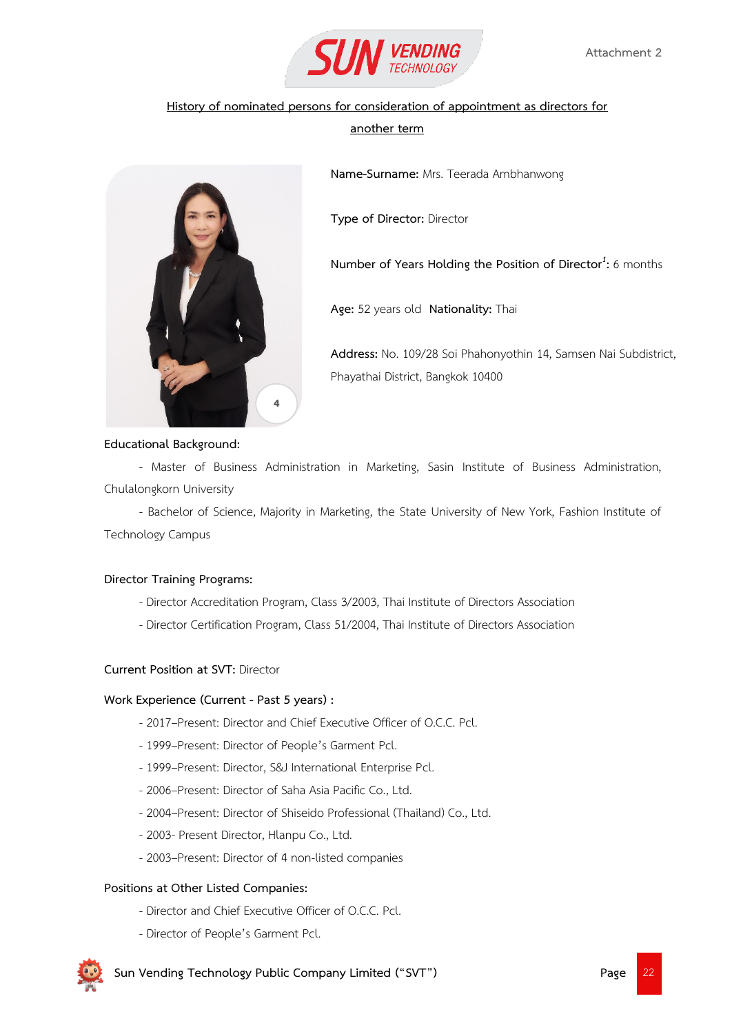Attachment 2

## History of nominated persons for consideration of appointment as directors for another term

**Name-Surname:** Mrs. Teerada Ambhanwong

**Type of Director:** Director

**Number of Years Holding the Position of Director**[1]**:** 6 months

**Age:** 52 years old **Nationality:** Thai

**Address:** No. 109/28 Soi Phahonyothin 14, Samsen Nai Subdistrict, Phayathai District, Bangkok 10400

**Educational Background:**

- Master of Business Administration in Marketing, Sasin Institute of Business Administration, Chulalongkorn University
- Bachelor of Science, Majority in Marketing, the State University of New York, Fashion Institute of Technology Campus

**Director Training Programs:**

- Director Accreditation Program, Class 3/2003, Thai Institute of Directors Association
- Director Certification Program, Class 51/2004, Thai Institute of Directors Association

**Current Position at SVT:** Director

**Work Experience (Current - Past 5 years) :**

- 2017–Present: Director and Chief Executive Officer of O.C.C. Pcl.
- 1999–Present: Director of People's Garment Pcl.
- 1999–Present: Director, S&J International Enterprise Pcl.
- 2006–Present: Director of Saha Asia Pacific Co., Ltd.
- 2004–Present: Director of Shiseido Professional (Thailand) Co., Ltd.
- 2003- Present Director, Hlanpu Co., Ltd.
- 2003–Present: Director of 4 non-listed companies

**Positions at Other Listed Companies:**

- Director and Chief Executive Officer of O.C.C. Pcl.
- Director of People's Garment Pcl.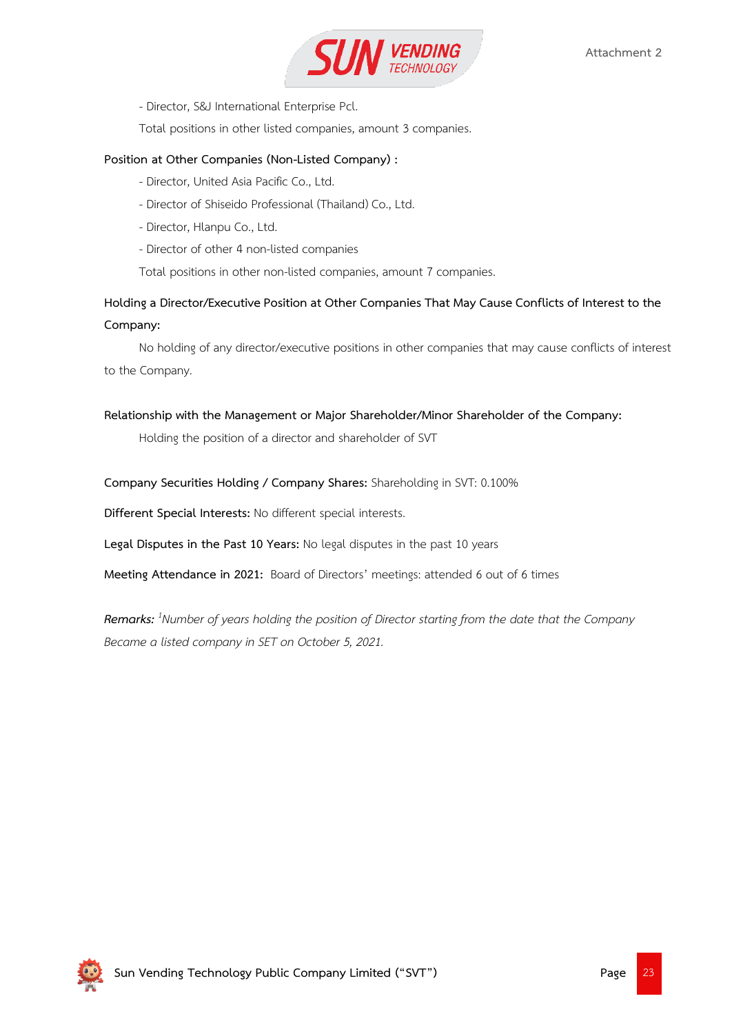- Director, S&J International Enterprise Pcl.

Total positions in other listed companies, amount 3 companies.

**Position at Other Companies (Non-Listed Company) :**

- Director, United Asia Pacific Co., Ltd.
- Director of Shiseido Professional (Thailand) Co., Ltd.
- Director, Hlanpu Co., Ltd.
- Director of other 4 non-listed companies

Total positions in other non-listed companies, amount 7 companies.

**Holding a Director/Executive Position at Other Companies That May Cause Conflicts of Interest to the Company:**

No holding of any director/executive positions in other companies that may cause conflicts of interest to the Company.

**Relationship with the Management or Major Shareholder/Minor Shareholder of the Company:**

Holding the position of a director and shareholder of SVT

**Company Securities Holding / Company Shares:** Shareholding in SVT: 0.100%

**Different Special Interests:** No different special interests.

**Legal Disputes in the Past 10 Years:** No legal disputes in the past 10 years

**Meeting Attendance in 2021:** Board of Directors' meetings: attended 6 out of 6 times

***Remarks:*** *[1]Number of years holding the position of Director starting from the date that the Company Became a listed company in SET on October 5, 2021.*